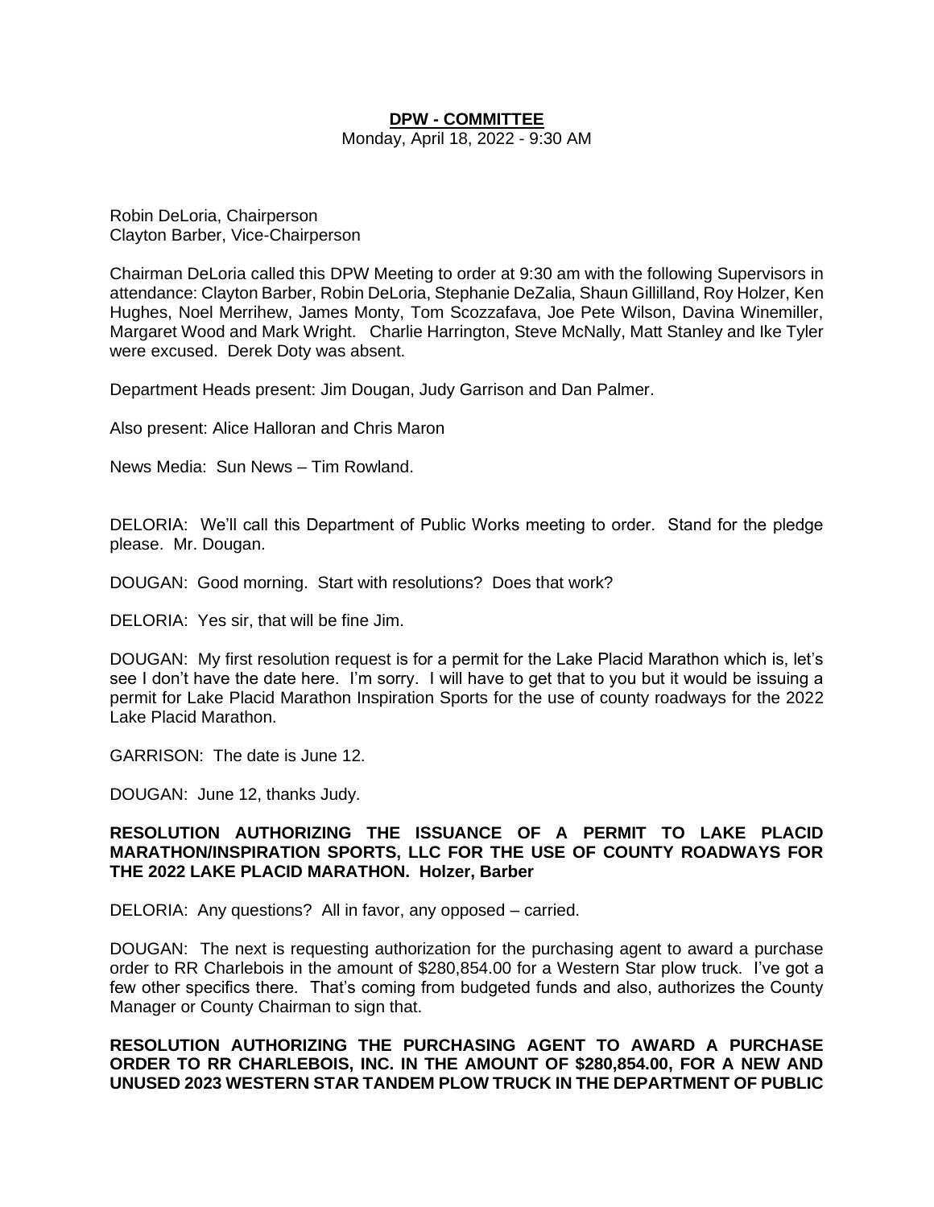# DPW - COMMITTEE

Monday, April 18, 2022 - 9:30 AM

Robin DeLoria, Chairperson
Clayton Barber, Vice-Chairperson

Chairman DeLoria called this DPW Meeting to order at 9:30 am with the following Supervisors in attendance: Clayton Barber, Robin DeLoria, Stephanie DeZalia, Shaun Gillilland, Roy Holzer, Ken Hughes, Noel Merrihew, James Monty, Tom Scozzafava, Joe Pete Wilson, Davina Winemiller, Margaret Wood and Mark Wright. Charlie Harrington, Steve McNally, Matt Stanley and Ike Tyler were excused. Derek Doty was absent.

Department Heads present: Jim Dougan, Judy Garrison and Dan Palmer.

Also present: Alice Halloran and Chris Maron

News Media: Sun News – Tim Rowland.

DELORIA: We'll call this Department of Public Works meeting to order. Stand for the pledge please. Mr. Dougan.

DOUGAN: Good morning. Start with resolutions? Does that work?

DELORIA: Yes sir, that will be fine Jim.

DOUGAN: My first resolution request is for a permit for the Lake Placid Marathon which is, let's see I don't have the date here. I'm sorry. I will have to get that to you but it would be issuing a permit for Lake Placid Marathon Inspiration Sports for the use of county roadways for the 2022 Lake Placid Marathon.

GARRISON: The date is June 12.

DOUGAN: June 12, thanks Judy.

**RESOLUTION AUTHORIZING THE ISSUANCE OF A PERMIT TO LAKE PLACID MARATHON/INSPIRATION SPORTS, LLC FOR THE USE OF COUNTY ROADWAYS FOR THE 2022 LAKE PLACID MARATHON. Holzer, Barber**

DELORIA: Any questions? All in favor, any opposed – carried.

DOUGAN: The next is requesting authorization for the purchasing agent to award a purchase order to RR Charlebois in the amount of $280,854.00 for a Western Star plow truck. I've got a few other specifics there. That's coming from budgeted funds and also, authorizes the County Manager or County Chairman to sign that.

**RESOLUTION AUTHORIZING THE PURCHASING AGENT TO AWARD A PURCHASE ORDER TO RR CHARLEBOIS, INC. IN THE AMOUNT OF $280,854.00, FOR A NEW AND UNUSED 2023 WESTERN STAR TANDEM PLOW TRUCK IN THE DEPARTMENT OF PUBLIC**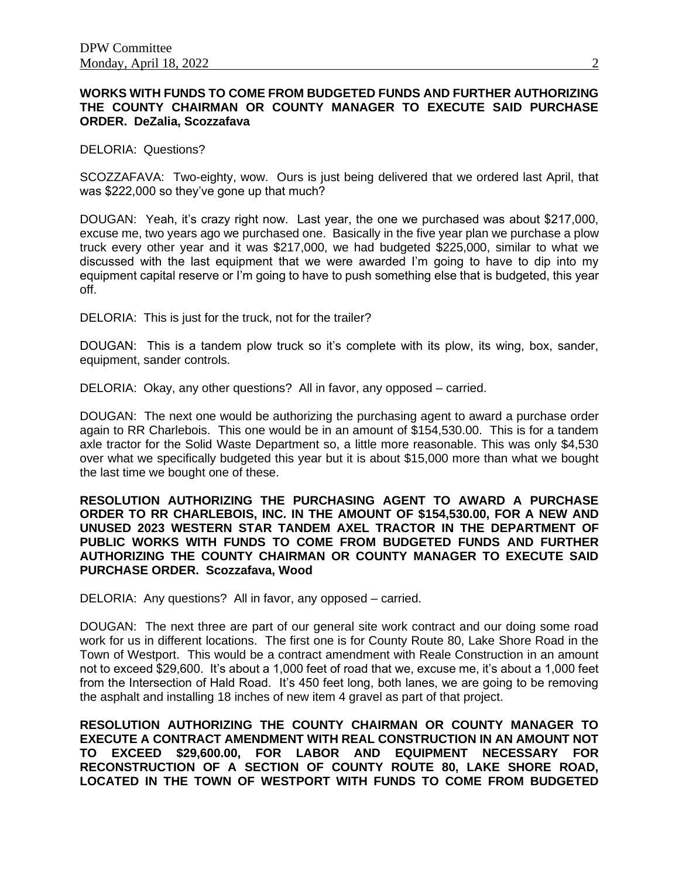**WORKS WITH FUNDS TO COME FROM BUDGETED FUNDS AND FURTHER AUTHORIZING THE COUNTY CHAIRMAN OR COUNTY MANAGER TO EXECUTE SAID PURCHASE ORDER. DeZalia, Scozzafava**

DELORIA: Questions?

SCOZZAFAVA: Two-eighty, wow. Ours is just being delivered that we ordered last April, that was $222,000 so they've gone up that much?

DOUGAN: Yeah, it's crazy right now. Last year, the one we purchased was about $217,000, excuse me, two years ago we purchased one. Basically in the five year plan we purchase a plow truck every other year and it was $217,000, we had budgeted $225,000, similar to what we discussed with the last equipment that we were awarded I'm going to have to dip into my equipment capital reserve or I'm going to have to push something else that is budgeted, this year off.

DELORIA: This is just for the truck, not for the trailer?

DOUGAN: This is a tandem plow truck so it's complete with its plow, its wing, box, sander, equipment, sander controls.

DELORIA: Okay, any other questions? All in favor, any opposed – carried.

DOUGAN: The next one would be authorizing the purchasing agent to award a purchase order again to RR Charlebois. This one would be in an amount of $154,530.00. This is for a tandem axle tractor for the Solid Waste Department so, a little more reasonable. This was only $4,530 over what we specifically budgeted this year but it is about $15,000 more than what we bought the last time we bought one of these.

**RESOLUTION AUTHORIZING THE PURCHASING AGENT TO AWARD A PURCHASE ORDER TO RR CHARLEBOIS, INC. IN THE AMOUNT OF $154,530.00, FOR A NEW AND UNUSED 2023 WESTERN STAR TANDEM AXEL TRACTOR IN THE DEPARTMENT OF PUBLIC WORKS WITH FUNDS TO COME FROM BUDGETED FUNDS AND FURTHER AUTHORIZING THE COUNTY CHAIRMAN OR COUNTY MANAGER TO EXECUTE SAID PURCHASE ORDER. Scozzafava, Wood**

DELORIA: Any questions? All in favor, any opposed – carried.

DOUGAN: The next three are part of our general site work contract and our doing some road work for us in different locations. The first one is for County Route 80, Lake Shore Road in the Town of Westport. This would be a contract amendment with Reale Construction in an amount not to exceed $29,600. It's about a 1,000 feet of road that we, excuse me, it's about a 1,000 feet from the Intersection of Hald Road. It's 450 feet long, both lanes, we are going to be removing the asphalt and installing 18 inches of new item 4 gravel as part of that project.

**RESOLUTION AUTHORIZING THE COUNTY CHAIRMAN OR COUNTY MANAGER TO EXECUTE A CONTRACT AMENDMENT WITH REAL CONSTRUCTION IN AN AMOUNT NOT TO EXCEED $29,600.00, FOR LABOR AND EQUIPMENT NECESSARY FOR RECONSTRUCTION OF A SECTION OF COUNTY ROUTE 80, LAKE SHORE ROAD, LOCATED IN THE TOWN OF WESTPORT WITH FUNDS TO COME FROM BUDGETED**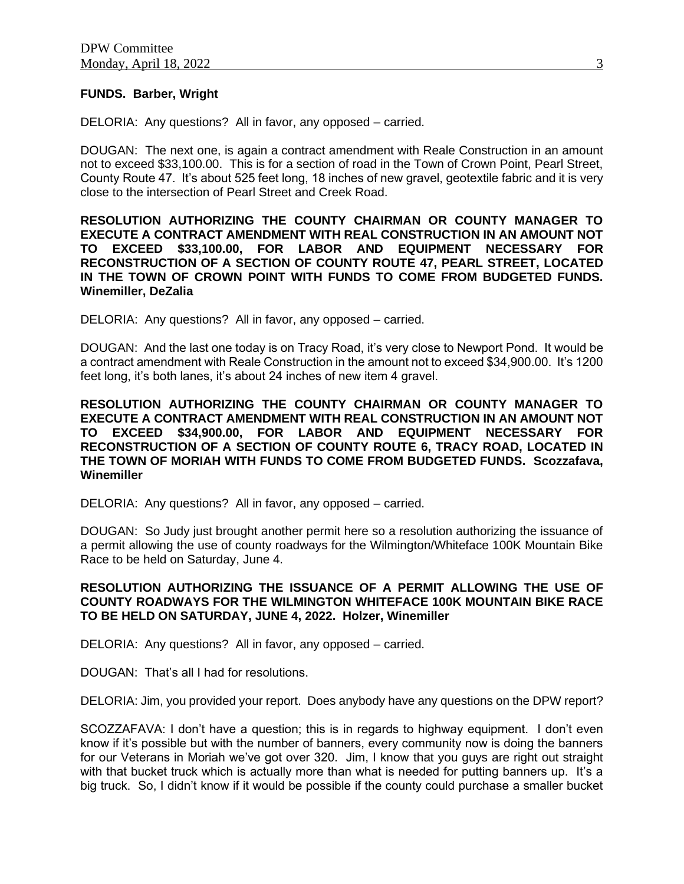**FUNDS. Barber, Wright**

DELORIA: Any questions? All in favor, any opposed – carried.

DOUGAN: The next one, is again a contract amendment with Reale Construction in an amount not to exceed $33,100.00. This is for a section of road in the Town of Crown Point, Pearl Street, County Route 47. It's about 525 feet long, 18 inches of new gravel, geotextile fabric and it is very close to the intersection of Pearl Street and Creek Road.

**RESOLUTION AUTHORIZING THE COUNTY CHAIRMAN OR COUNTY MANAGER TO EXECUTE A CONTRACT AMENDMENT WITH REAL CONSTRUCTION IN AN AMOUNT NOT TO EXCEED $33,100.00, FOR LABOR AND EQUIPMENT NECESSARY FOR RECONSTRUCTION OF A SECTION OF COUNTY ROUTE 47, PEARL STREET, LOCATED IN THE TOWN OF CROWN POINT WITH FUNDS TO COME FROM BUDGETED FUNDS. Winemiller, DeZalia**

DELORIA: Any questions? All in favor, any opposed – carried.

DOUGAN: And the last one today is on Tracy Road, it's very close to Newport Pond. It would be a contract amendment with Reale Construction in the amount not to exceed $34,900.00. It's 1200 feet long, it's both lanes, it's about 24 inches of new item 4 gravel.

**RESOLUTION AUTHORIZING THE COUNTY CHAIRMAN OR COUNTY MANAGER TO EXECUTE A CONTRACT AMENDMENT WITH REAL CONSTRUCTION IN AN AMOUNT NOT TO EXCEED $34,900.00, FOR LABOR AND EQUIPMENT NECESSARY FOR RECONSTRUCTION OF A SECTION OF COUNTY ROUTE 6, TRACY ROAD, LOCATED IN THE TOWN OF MORIAH WITH FUNDS TO COME FROM BUDGETED FUNDS. Scozzafava, Winemiller**

DELORIA: Any questions? All in favor, any opposed – carried.

DOUGAN: So Judy just brought another permit here so a resolution authorizing the issuance of a permit allowing the use of county roadways for the Wilmington/Whiteface 100K Mountain Bike Race to be held on Saturday, June 4.

**RESOLUTION AUTHORIZING THE ISSUANCE OF A PERMIT ALLOWING THE USE OF COUNTY ROADWAYS FOR THE WILMINGTON WHITEFACE 100K MOUNTAIN BIKE RACE TO BE HELD ON SATURDAY, JUNE 4, 2022. Holzer, Winemiller**

DELORIA: Any questions? All in favor, any opposed – carried.

DOUGAN: That's all I had for resolutions.

DELORIA: Jim, you provided your report. Does anybody have any questions on the DPW report?

SCOZZAFAVA: I don't have a question; this is in regards to highway equipment. I don't even know if it's possible but with the number of banners, every community now is doing the banners for our Veterans in Moriah we've got over 320. Jim, I know that you guys are right out straight with that bucket truck which is actually more than what is needed for putting banners up. It's a big truck. So, I didn't know if it would be possible if the county could purchase a smaller bucket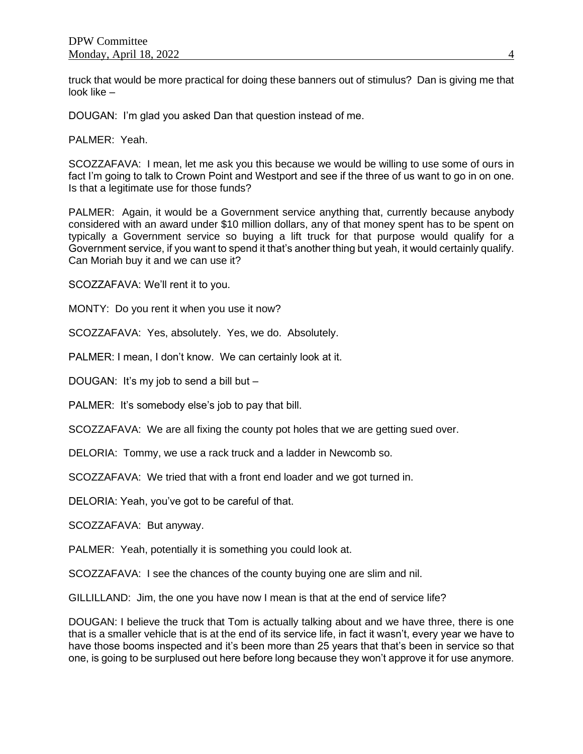truck that would be more practical for doing these banners out of stimulus? Dan is giving me that look like –

DOUGAN: I'm glad you asked Dan that question instead of me.

PALMER: Yeah.

SCOZZAFAVA: I mean, let me ask you this because we would be willing to use some of ours in fact I'm going to talk to Crown Point and Westport and see if the three of us want to go in on one. Is that a legitimate use for those funds?

PALMER: Again, it would be a Government service anything that, currently because anybody considered with an award under $10 million dollars, any of that money spent has to be spent on typically a Government service so buying a lift truck for that purpose would qualify for a Government service, if you want to spend it that's another thing but yeah, it would certainly qualify. Can Moriah buy it and we can use it?

SCOZZAFAVA: We'll rent it to you.

MONTY: Do you rent it when you use it now?

SCOZZAFAVA: Yes, absolutely. Yes, we do. Absolutely.

PALMER: I mean, I don't know. We can certainly look at it.

DOUGAN: It's my job to send a bill but –

PALMER: It's somebody else's job to pay that bill.

SCOZZAFAVA: We are all fixing the county pot holes that we are getting sued over.

DELORIA: Tommy, we use a rack truck and a ladder in Newcomb so.

SCOZZAFAVA: We tried that with a front end loader and we got turned in.

DELORIA: Yeah, you've got to be careful of that.

SCOZZAFAVA: But anyway.

PALMER: Yeah, potentially it is something you could look at.

SCOZZAFAVA: I see the chances of the county buying one are slim and nil.

GILLILLAND: Jim, the one you have now I mean is that at the end of service life?

DOUGAN: I believe the truck that Tom is actually talking about and we have three, there is one that is a smaller vehicle that is at the end of its service life, in fact it wasn't, every year we have to have those booms inspected and it's been more than 25 years that that's been in service so that one, is going to be surplused out here before long because they won't approve it for use anymore.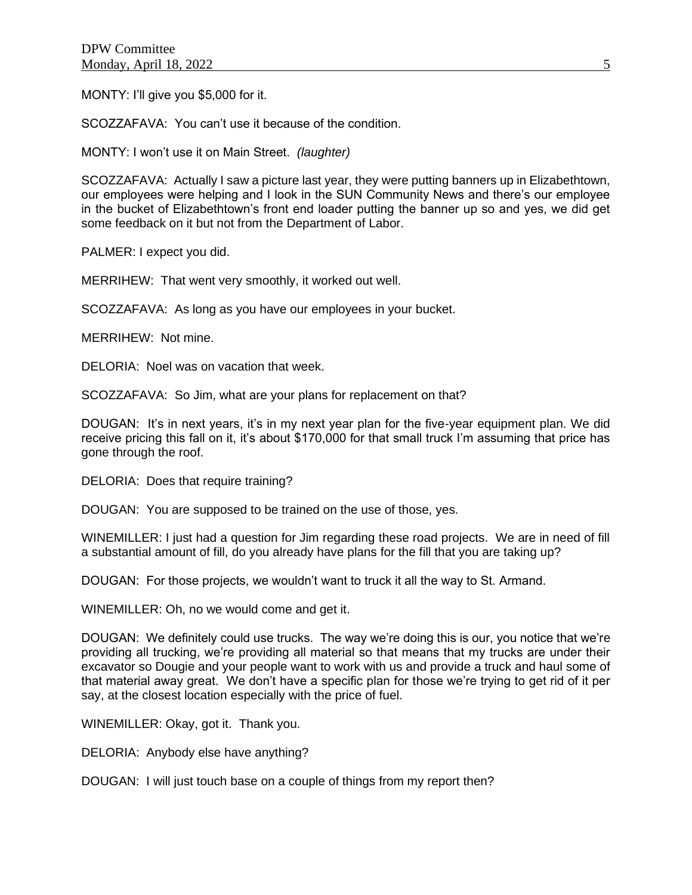MONTY: I'll give you $5,000 for it.

SCOZZAFAVA: You can't use it because of the condition.

MONTY: I won't use it on Main Street. *(laughter)*

SCOZZAFAVA: Actually I saw a picture last year, they were putting banners up in Elizabethtown, our employees were helping and I look in the SUN Community News and there's our employee in the bucket of Elizabethtown's front end loader putting the banner up so and yes, we did get some feedback on it but not from the Department of Labor.

PALMER: I expect you did.

MERRIHEW: That went very smoothly, it worked out well.

SCOZZAFAVA: As long as you have our employees in your bucket.

MERRIHEW: Not mine.

DELORIA: Noel was on vacation that week.

SCOZZAFAVA: So Jim, what are your plans for replacement on that?

DOUGAN: It's in next years, it's in my next year plan for the five-year equipment plan. We did receive pricing this fall on it, it's about $170,000 for that small truck I'm assuming that price has gone through the roof.

DELORIA: Does that require training?

DOUGAN: You are supposed to be trained on the use of those, yes.

WINEMILLER: I just had a question for Jim regarding these road projects. We are in need of fill a substantial amount of fill, do you already have plans for the fill that you are taking up?

DOUGAN: For those projects, we wouldn't want to truck it all the way to St. Armand.

WINEMILLER: Oh, no we would come and get it.

DOUGAN: We definitely could use trucks. The way we're doing this is our, you notice that we're providing all trucking, we're providing all material so that means that my trucks are under their excavator so Dougie and your people want to work with us and provide a truck and haul some of that material away great. We don't have a specific plan for those we're trying to get rid of it per say, at the closest location especially with the price of fuel.

WINEMILLER: Okay, got it. Thank you.

DELORIA: Anybody else have anything?

DOUGAN: I will just touch base on a couple of things from my report then?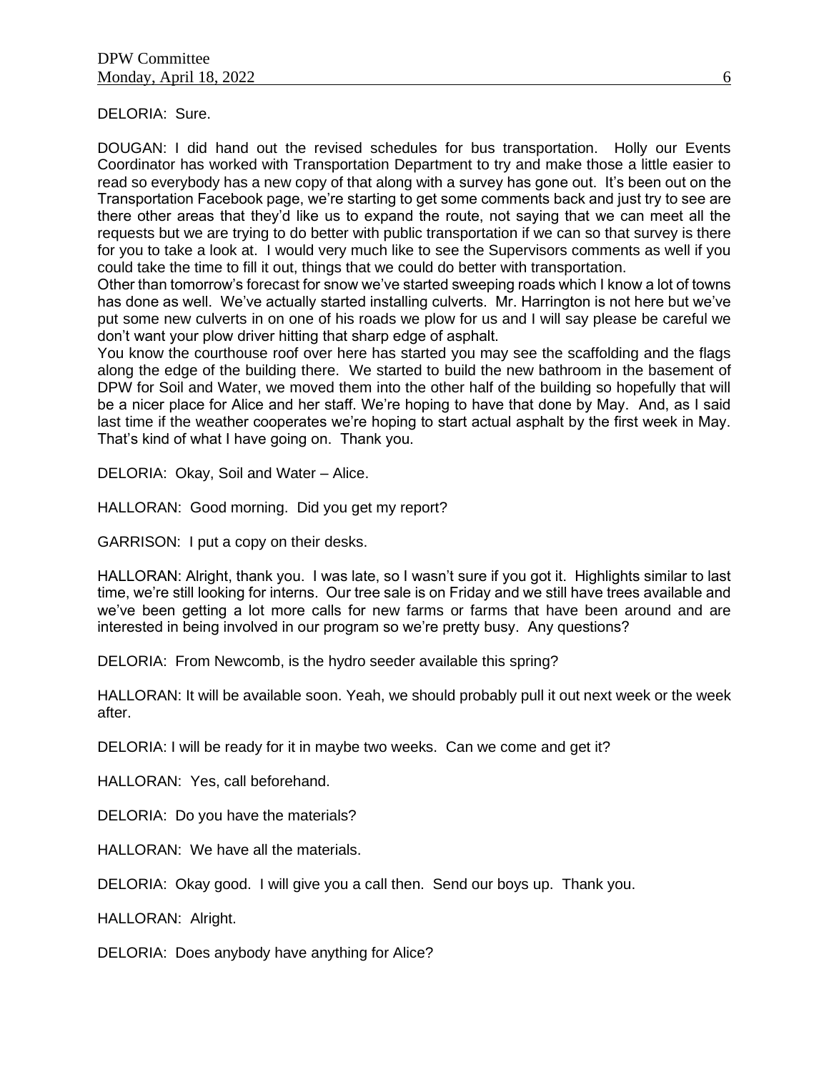DELORIA: Sure.

DOUGAN: I did hand out the revised schedules for bus transportation. Holly our Events Coordinator has worked with Transportation Department to try and make those a little easier to read so everybody has a new copy of that along with a survey has gone out. It's been out on the Transportation Facebook page, we're starting to get some comments back and just try to see are there other areas that they'd like us to expand the route, not saying that we can meet all the requests but we are trying to do better with public transportation if we can so that survey is there for you to take a look at. I would very much like to see the Supervisors comments as well if you could take the time to fill it out, things that we could do better with transportation.
Other than tomorrow's forecast for snow we've started sweeping roads which I know a lot of towns has done as well. We've actually started installing culverts. Mr. Harrington is not here but we've put some new culverts in on one of his roads we plow for us and I will say please be careful we don't want your plow driver hitting that sharp edge of asphalt.
You know the courthouse roof over here has started you may see the scaffolding and the flags along the edge of the building there. We started to build the new bathroom in the basement of DPW for Soil and Water, we moved them into the other half of the building so hopefully that will be a nicer place for Alice and her staff. We're hoping to have that done by May. And, as I said last time if the weather cooperates we're hoping to start actual asphalt by the first week in May. That's kind of what I have going on. Thank you.

DELORIA: Okay, Soil and Water – Alice.

HALLORAN: Good morning. Did you get my report?

GARRISON: I put a copy on their desks.

HALLORAN: Alright, thank you. I was late, so I wasn't sure if you got it. Highlights similar to last time, we're still looking for interns. Our tree sale is on Friday and we still have trees available and we've been getting a lot more calls for new farms or farms that have been around and are interested in being involved in our program so we're pretty busy. Any questions?

DELORIA: From Newcomb, is the hydro seeder available this spring?

HALLORAN: It will be available soon. Yeah, we should probably pull it out next week or the week after.

DELORIA: I will be ready for it in maybe two weeks. Can we come and get it?

HALLORAN: Yes, call beforehand.

DELORIA: Do you have the materials?

HALLORAN: We have all the materials.

DELORIA: Okay good. I will give you a call then. Send our boys up. Thank you.

HALLORAN: Alright.

DELORIA: Does anybody have anything for Alice?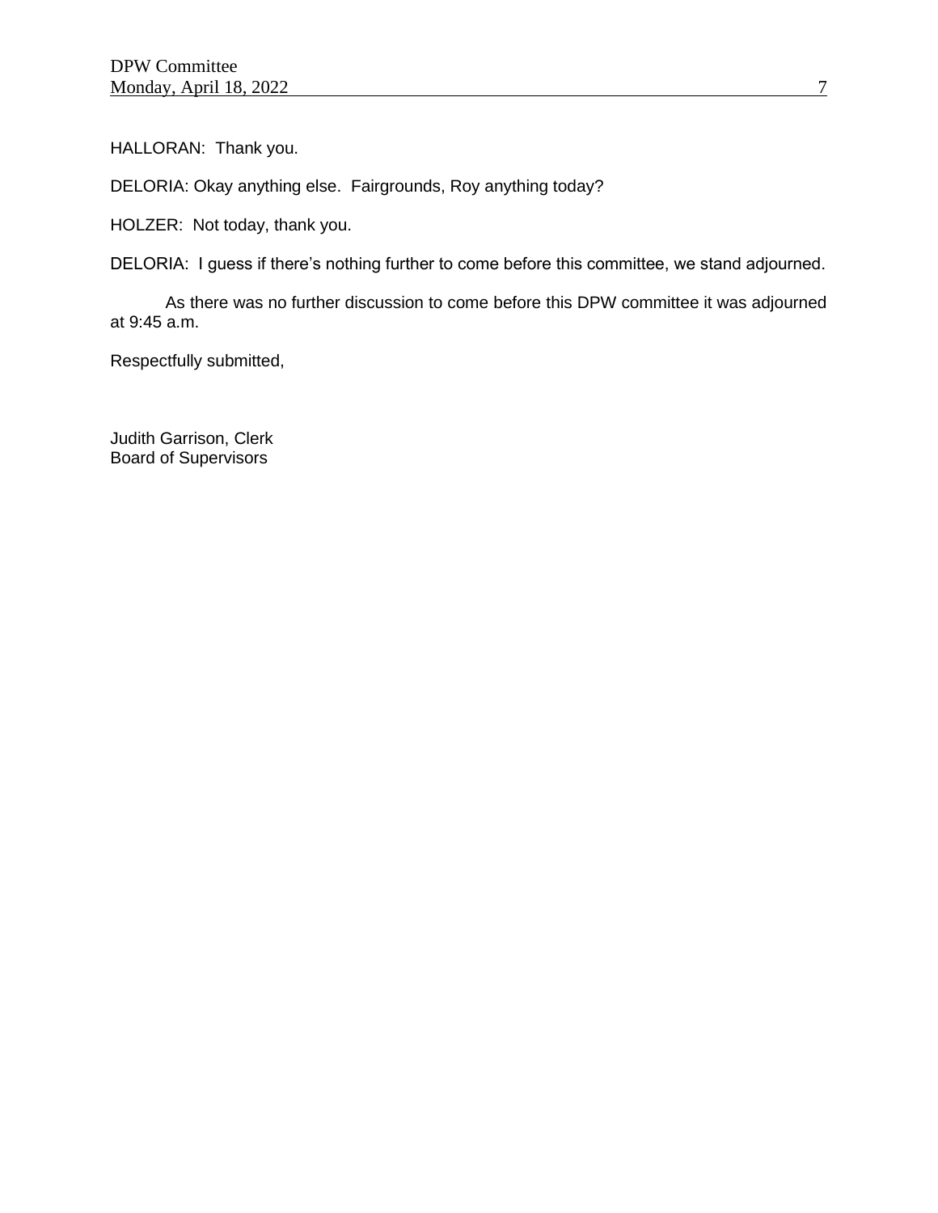HALLORAN: Thank you.

DELORIA: Okay anything else. Fairgrounds, Roy anything today?

HOLZER: Not today, thank you.

DELORIA: I guess if there's nothing further to come before this committee, we stand adjourned.

As there was no further discussion to come before this DPW committee it was adjourned at 9:45 a.m.

Respectfully submitted,

Judith Garrison, Clerk  
Board of Supervisors